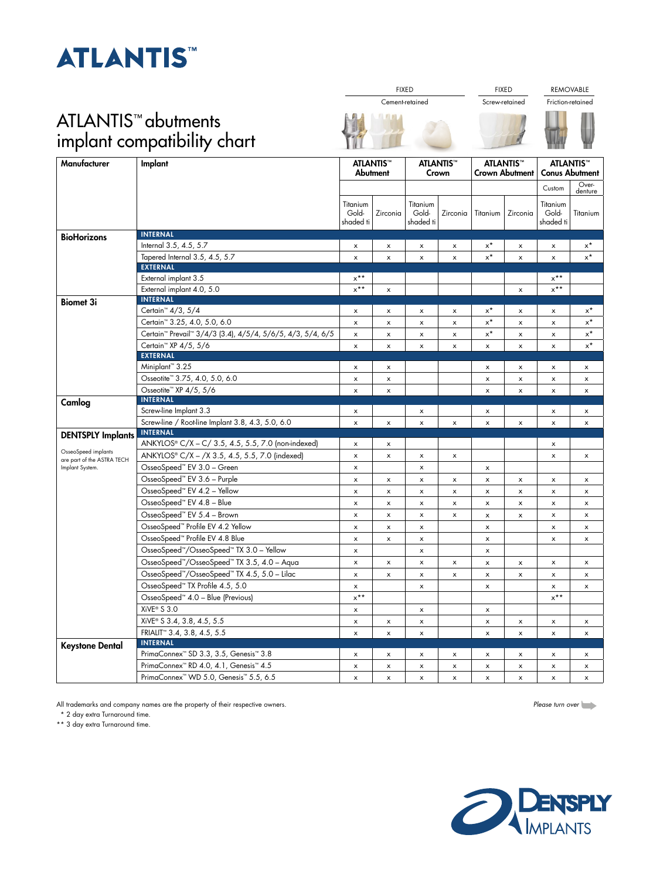# ATLANTIS™

## ATLANTIS™ abutments implant compatibility chart

| Manufacturer | Implant | FIXED – Cement-retained | | | | FIXED – Screw-retained | | REMOVABLE – Friction-retained | |
|---|---|---|---|---|---|---|---|---|---|
| | | ATLANTIS™ Abutment | | ATLANTIS™ Crown | | ATLANTIS™ Crown Abutment | | ATLANTIS™ Conus Abutment | |
| | | | | | | | | Custom | Over-denture |
| | | Titanium Gold-shaded ti | Zirconia | Titanium Gold-shaded ti | Zirconia | Titanium | Zirconia | Titanium Gold-shaded ti | Titanium |
| **BioHorizons** | **INTERNAL** | | | | | | | | |
| | Internal 3.5, 4.5, 5.7 | x | x | x | x | x* | x | x | x* |
| | Tapered Internal 3.5, 4.5, 5.7 | x | x | x | x | x* | x | x | x* |
| | **EXTERNAL** | | | | | | | | |
| | External implant 3.5 | x** | | | | | | x** | |
| | External implant 4.0, 5.0 | x** | x | | | | x | x** | |
| **Biomet 3i** | **INTERNAL** | | | | | | | | |
| | Certain™ 4/3, 5/4 | x | x | x | x | x* | x | x | x* |
| | Certain™ 3.25, 4.0, 5.0, 6.0 | x | x | x | x | x* | x | x | x* |
| | Certain™ Prevail™ 3/4/3 (3.4), 4/5/4, 5/6/5, 4/3, 5/4, 6/5 | x | x | x | x | x* | x | x | x* |
| | Certain™ XP 4/5, 5/6 | x | x | x | x | x | x | x | x* |
| | **EXTERNAL** | | | | | | | | |
| | Miniplant™ 3.25 | x | x | | | x | x | x | x |
| | Osseotite™ 3.75, 4.0, 5.0, 6.0 | x | x | | | x | x | x | x |
| | Osseotite™ XP 4/5, 5/6 | x | x | | | x | x | x | x |
| **Camlog** | **INTERNAL** | | | | | | | | |
| | Screw-line Implant 3.3 | x | | x | | x | | x | x |
| | Screw-line / Root-line Implant 3.8, 4.3, 5.0, 6.0 | x | x | x | x | x | x | x | x |
| **DENTSPLY Implants** (OsseoSpeed implants are part of the ASTRA TECH Implant System.) | **INTERNAL** | | | | | | | | |
| | ANKYLOS® C/X – C/ 3.5, 4.5, 5.5, 7.0 (non-indexed) | x | x | | | | | x | |
| | ANKYLOS® C/X – /X 3.5, 4.5, 5.5, 7.0 (indexed) | x | x | x | x | | | x | x |
| | OsseoSpeed™ EV 3.0 – Green | x | | x | | x | | | |
| | OsseoSpeed™ EV 3.6 – Purple | x | x | x | x | x | x | x | x |
| | OsseoSpeed™ EV 4.2 – Yellow | x | x | x | x | x | x | x | x |
| | OsseoSpeed™ EV 4.8 – Blue | x | x | x | x | x | x | x | x |
| | OsseoSpeed™ EV 5.4 – Brown | x | x | x | x | x | x | x | x |
| | OsseoSpeed™ Profile EV 4.2 Yellow | x | x | x | | x | | x | x |
| | OsseoSpeed™ Profile EV 4.8 Blue | x | x | x | | x | | x | x |
| | OsseoSpeed™/OsseoSpeed™ TX 3.0 – Yellow | x | | x | | x | | | |
| | OsseoSpeed™/OsseoSpeed™ TX 3.5, 4.0 – Aqua | x | x | x | x | x | x | x | x |
| | OsseoSpeed™/OsseoSpeed™ TX 4.5, 5.0 – Lilac | x | x | x | x | x | x | x | x |
| | OsseoSpeed™ TX Profile 4.5, 5.0 | x | | x | | x | | x | x |
| | OsseoSpeed™ 4.0 – Blue (Previous) | x** | | | | | | x** | |
| | XiVE® S 3.0 | x | | x | | x | | | |
| | XiVE® S 3.4, 3.8, 4.5, 5.5 | x | x | x | | x | x | x | x |
| | FRIALIT™ 3.4, 3.8, 4.5, 5.5 | x | x | x | | x | x | x | x |
| **Keystone Dental** | **INTERNAL** | | | | | | | | |
| | PrimaConnex™ SD 3.3, 3.5, Genesis™ 3.8 | x | x | x | x | x | x | x | x |
| | PrimaConnex™ RD 4.0, 4.1, Genesis™ 4.5 | x | x | x | x | x | x | x | x |
| | PrimaConnex™ WD 5.0, Genesis™ 5.5, 6.5 | x | x | x | x | x | x | x | x |

All trademarks and company names are the property of their respective owners.

\* 2 day extra Turnaround time.

** 3 day extra Turnaround time.

*Please turn over*

DENTSPLY IMPLANTS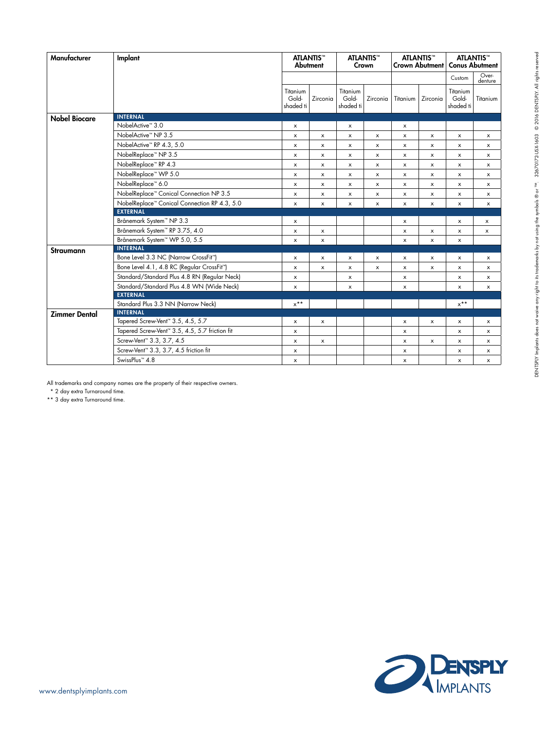| Manufacturer | Implant | ATLANTIS™ Abutment | | ATLANTIS™ Crown | | ATLANTIS™ Crown Abutment | | ATLANTIS™ Conus Abutment | |
|---|---|---|---|---|---|---|---|---|---|
| | | | | | | | | Custom | Over-denture |
| | | Titanium Gold-shaded ti | Zirconia | Titanium Gold-shaded ti | Zirconia | Titanium | Zirconia | Titanium Gold-shaded ti | Titanium |
| **Nobel Biocare** | **INTERNAL** | | | | | | | | |
| | NobelActive™ 3.0 | x | | x | | x | | | |
| | NobelActive™ NP 3.5 | x | x | x | x | x | x | x | x |
| | NobelActive™ RP 4.3, 5.0 | x | x | x | x | x | x | x | x |
| | NobelReplace™ NP 3.5 | x | x | x | x | x | x | x | x |
| | NobelReplace™ RP 4.3 | x | x | x | x | x | x | x | x |
| | NobelReplace™ WP 5.0 | x | x | x | x | x | x | x | x |
| | NobelReplace™ 6.0 | x | x | x | x | x | x | x | x |
| | NobelReplace™ Conical Connection NP 3.5 | x | x | x | x | x | x | x | x |
| | NobelReplace™ Conical Connection RP 4.3, 5.0 | x | x | x | x | x | x | x | x |
| | **EXTERNAL** | | | | | | | | |
| | Brånemark System™ NP 3.3 | x | | | | x | | x | x |
| | Brånemark System™ RP 3.75, 4.0 | x | x | | | x | x | x | x |
| | Brånemark System™ WP 5.0, 5.5 | x | x | | | x | x | x | |
| **Straumann** | **INTERNAL** | | | | | | | | |
| | Bone Level 3.3 NC (Narrow CrossFit™) | x | x | x | x | x | x | x | x |
| | Bone Level 4.1, 4.8 RC (Regular CrossFit™) | x | x | x | x | x | x | x | x |
| | Standard/Standard Plus 4.8 RN (Regular Neck) | x | | x | | x | | x | x |
| | Standard/Standard Plus 4.8 WN (Wide Neck) | x | | x | | x | | x | x |
| | **EXTERNAL** | | | | | | | | |
| | Standard Plus 3.3 NN (Narrow Neck) | x** | | | | | | x** | |
| **Zimmer Dental** | **INTERNAL** | | | | | | | | |
| | Tapered Screw-Vent™ 3.5, 4.5, 5.7 | x | x | | | x | x | x | x |
| | Tapered Screw-Vent™ 3.5, 4.5, 5.7 friction fit | x | | | | x | | x | x |
| | Screw-Vent™ 3.3, 3.7, 4.5 | x | x | | | x | x | x | x |
| | Screw-Vent™ 3.3, 3.7, 4.5 friction fit | x | | | | x | | x | x |
| | SwissPlus™ 4.8 | x | | | | x | | x | x |

All trademarks and company names are the property of their respective owners.

\* 2 day extra Turnaround time.

** 3 day extra Turnaround time.

www.dentsplyimplants.com

DENTSPLY Implants does not waive any right to its trademarks by not using the symbols ® or ™. 32670172-USX-1603 © 2016 DENTSPLY. All rights reserved